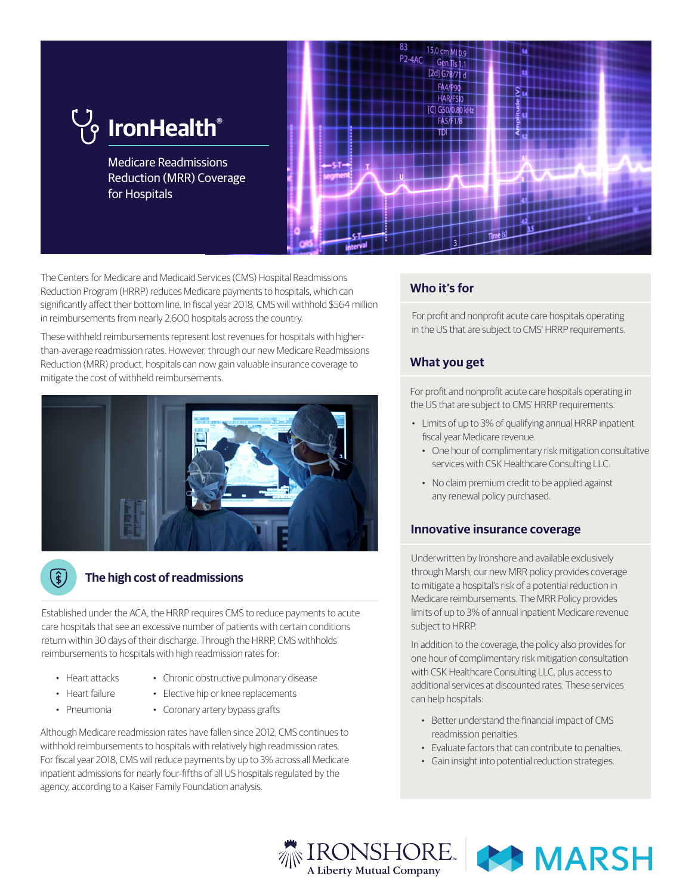# IronHealth®

Medicare Readmissions Reduction (MRR) Coverage for Hospitals

The Centers for Medicare and Medicaid Services (CMS) Hospital Readmissions Reduction Program (HRRP) reduces Medicare payments to hospitals, which can significantly affect their bottom line. In fiscal year 2018, CMS will withhold $564 million in reimbursements from nearly 2,600 hospitals across the country.

These withheld reimbursements represent lost revenues for hospitals with higher-than-average readmission rates. However, through our new Medicare Readmissions Reduction (MRR) product, hospitals can now gain valuable insurance coverage to mitigate the cost of withheld reimbursements.

## The high cost of readmissions

Established under the ACA, the HRRP requires CMS to reduce payments to acute care hospitals that see an excessive number of patients with certain conditions return within 30 days of their discharge. Through the HRRP, CMS withholds reimbursements to hospitals with high readmission rates for:

- Heart attacks
- Heart failure
- Pneumonia
- Chronic obstructive pulmonary disease
- Elective hip or knee replacements
- Coronary artery bypass grafts

Although Medicare readmission rates have fallen since 2012, CMS continues to withhold reimbursements to hospitals with relatively high readmission rates. For fiscal year 2018, CMS will reduce payments by up to 3% across all Medicare inpatient admissions for nearly four-fifths of all US hospitals regulated by the agency, according to a Kaiser Family Foundation analysis.

## Who it's for

For profit and nonprofit acute care hospitals operating in the US that are subject to CMS' HRRP requirements.

## What you get

For profit and nonprofit acute care hospitals operating in the US that are subject to CMS' HRRP requirements.

- Limits of up to 3% of qualifying annual HRRP inpatient fiscal year Medicare revenue.
  - One hour of complimentary risk mitigation consultative services with CSK Healthcare Consulting LLC.
  - No claim premium credit to be applied against any renewal policy purchased.

## Innovative insurance coverage

Underwritten by Ironshore and available exclusively through Marsh, our new MRR policy provides coverage to mitigate a hospital's risk of a potential reduction in Medicare reimbursements. The MRR Policy provides limits of up to 3% of annual inpatient Medicare revenue subject to HRRP.

In addition to the coverage, the policy also provides for one hour of complimentary risk mitigation consultation with CSK Healthcare Consulting LLC, plus access to additional services at discounted rates. These services can help hospitals:

- Better understand the financial impact of CMS readmission penalties.
- Evaluate factors that can contribute to penalties.
- Gain insight into potential reduction strategies.

IRONSHORE™ A Liberty Mutual Company

MARSH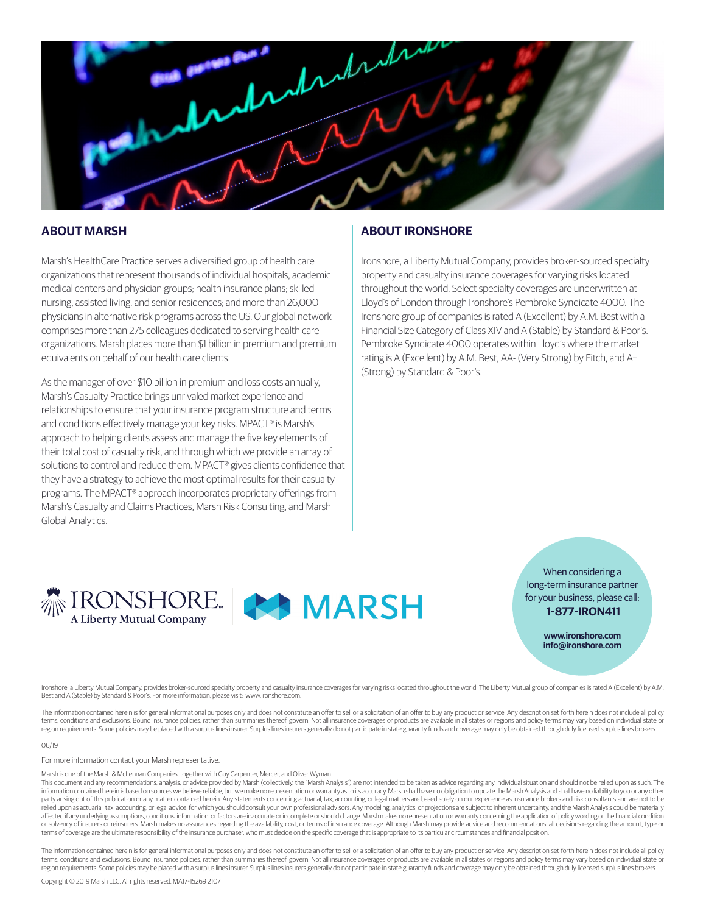## ABOUT MARSH

Marsh's HealthCare Practice serves a diversified group of health care organizations that represent thousands of individual hospitals, academic medical centers and physician groups; health insurance plans; skilled nursing, assisted living, and senior residences; and more than 26,000 physicians in alternative risk programs across the US. Our global network comprises more than 275 colleagues dedicated to serving health care organizations. Marsh places more than $1 billion in premium and premium equivalents on behalf of our health care clients.

As the manager of over $10 billion in premium and loss costs annually, Marsh's Casualty Practice brings unrivaled market experience and relationships to ensure that your insurance program structure and terms and conditions effectively manage your key risks. MPACT® is Marsh's approach to helping clients assess and manage the five key elements of their total cost of casualty risk, and through which we provide an array of solutions to control and reduce them. MPACT® gives clients confidence that they have a strategy to achieve the most optimal results for their casualty programs. The MPACT® approach incorporates proprietary offerings from Marsh's Casualty and Claims Practices, Marsh Risk Consulting, and Marsh Global Analytics.

## ABOUT IRONSHORE

Ironshore, a Liberty Mutual Company, provides broker-sourced specialty property and casualty insurance coverages for varying risks located throughout the world. Select specialty coverages are underwritten at Lloyd's of London through Ironshore's Pembroke Syndicate 4000. The Ironshore group of companies is rated A (Excellent) by A.M. Best with a Financial Size Category of Class XIV and A (Stable) by Standard & Poor's. Pembroke Syndicate 4000 operates within Lloyd's where the market rating is A (Excellent) by A.M. Best, AA- (Very Strong) by Fitch, and A+ (Strong) by Standard & Poor's.

IRONSHORE™
A Liberty Mutual Company

MARSH

When considering a long-term insurance partner for your business, please call:
**1-877-IRON411**

**www.ironshore.com**
**info@ironshore.com**

Ironshore, a Liberty Mutual Company, provides broker-sourced specialty property and casualty insurance coverages for varying risks located throughout the world. The Liberty Mutual group of companies is rated A (Excellent) by A.M. Best and A (Stable) by Standard & Poor's. For more information, please visit: www.ironshore.com.

The information contained herein is for general informational purposes only and does not constitute an offer to sell or a solicitation of an offer to buy any product or service. Any description set forth herein does not include all policy terms, conditions and exclusions. Bound insurance policies, rather than summaries thereof, govern. Not all insurance coverages or products are available in all states or regions and policy terms may vary based on individual state or region requirements. Some policies may be placed with a surplus lines insurer. Surplus lines insurers generally do not participate in state guaranty funds and coverage may only be obtained through duly licensed surplus lines brokers.

06/19

For more information contact your Marsh representative.

Marsh is one of the Marsh & McLennan Companies, together with Guy Carpenter, Mercer, and Oliver Wyman.
This document and any recommendations, analysis, or advice provided by Marsh (collectively, the "Marsh Analysis") are not intended to be taken as advice regarding any individual situation and should not be relied upon as such. The information contained herein is based on sources we believe reliable, but we make no representation or warranty as to its accuracy. Marsh shall have no obligation to update the Marsh Analysis and shall have no liability to you or any other party arising out of this publication or any matter contained herein. Any statements concerning actuarial, tax, accounting, or legal matters are based solely on our experience as insurance brokers and risk consultants and are not to be relied upon as actuarial, tax, accounting, or legal advice, for which you should consult your own professional advisors. Any modeling, analytics, or projections are subject to inherent uncertainty, and the Marsh Analysis could be materially affected if any underlying assumptions, conditions, information, or factors are inaccurate or incomplete or should change. Marsh makes no representation or warranty concerning the application of policy wording or the financial condition or solvency of insurers or reinsurers. Marsh makes no assurances regarding the availability, cost, or terms of insurance coverage. Although Marsh may provide advice and recommendations, all decisions regarding the amount, type or terms of coverage are the ultimate responsibility of the insurance purchaser, who must decide on the specific coverage that is appropriate to its particular circumstances and financial position.

The information contained herein is for general informational purposes only and does not constitute an offer to sell or a solicitation of an offer to buy any product or service. Any description set forth herein does not include all policy terms, conditions and exclusions. Bound insurance policies, rather than summaries thereof, govern. Not all insurance coverages or products are available in all states or regions and policy terms may vary based on individual state or region requirements. Some policies may be placed with a surplus lines insurer. Surplus lines insurers generally do not participate in state guaranty funds and coverage may only be obtained through duly licensed surplus lines brokers.

Copyright © 2019 Marsh LLC. All rights reserved. MA17-15269 21071